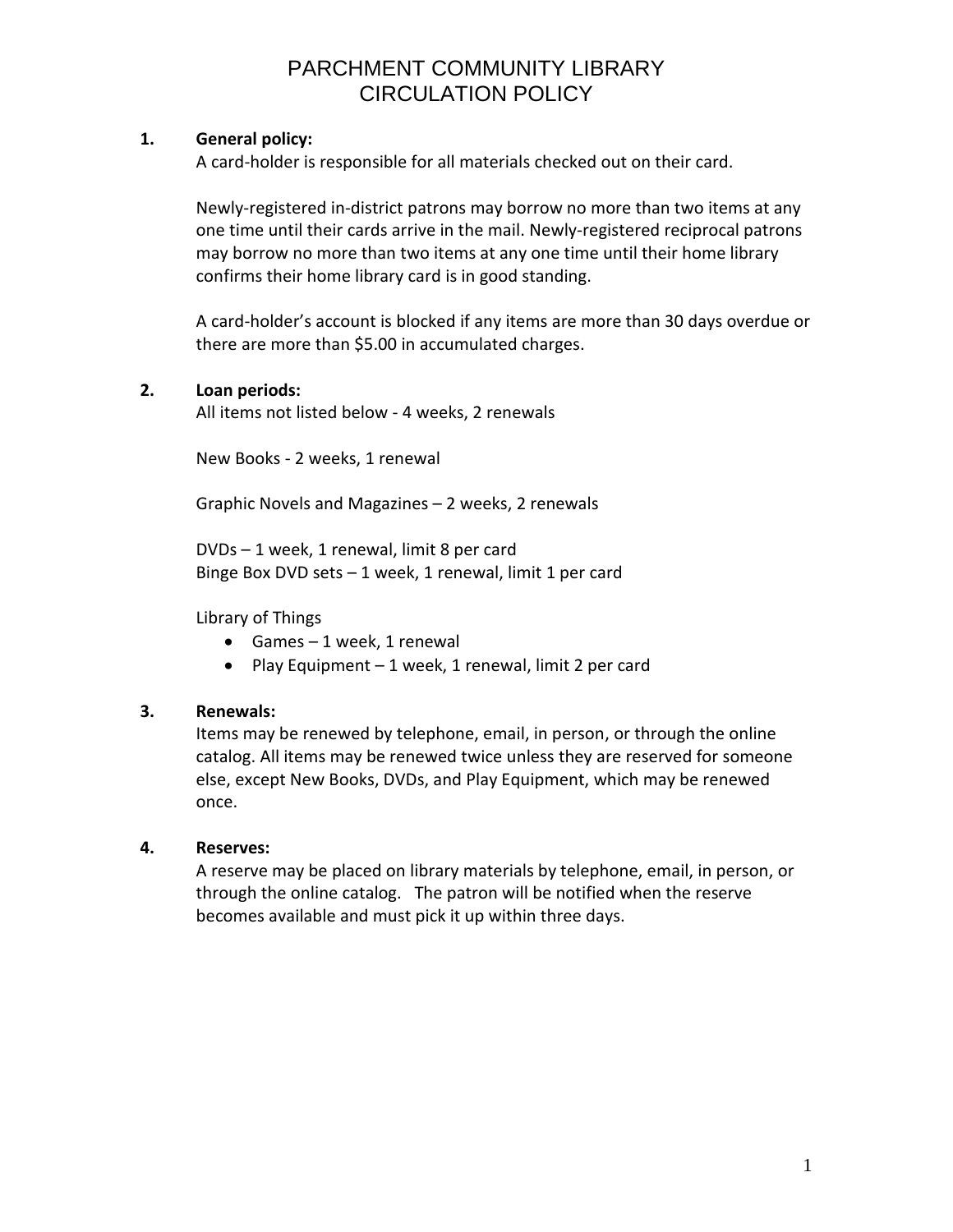# PARCHMENT COMMUNITY LIBRARY
# CIRCULATION POLICY

**1. General policy:**

A card-holder is responsible for all materials checked out on their card.

Newly-registered in-district patrons may borrow no more than two items at any one time until their cards arrive in the mail. Newly-registered reciprocal patrons may borrow no more than two items at any one time until their home library confirms their home library card is in good standing.

A card-holder's account is blocked if any items are more than 30 days overdue or there are more than $5.00 in accumulated charges.

**2. Loan periods:**

All items not listed below - 4 weeks, 2 renewals

New Books - 2 weeks, 1 renewal

Graphic Novels and Magazines – 2 weeks, 2 renewals

DVDs – 1 week, 1 renewal, limit 8 per card
Binge Box DVD sets – 1 week, 1 renewal, limit 1 per card

Library of Things

- Games – 1 week, 1 renewal
- Play Equipment – 1 week, 1 renewal, limit 2 per card

**3. Renewals:**

Items may be renewed by telephone, email, in person, or through the online catalog. All items may be renewed twice unless they are reserved for someone else, except New Books, DVDs, and Play Equipment, which may be renewed once.

**4. Reserves:**

A reserve may be placed on library materials by telephone, email, in person, or through the online catalog. The patron will be notified when the reserve becomes available and must pick it up within three days.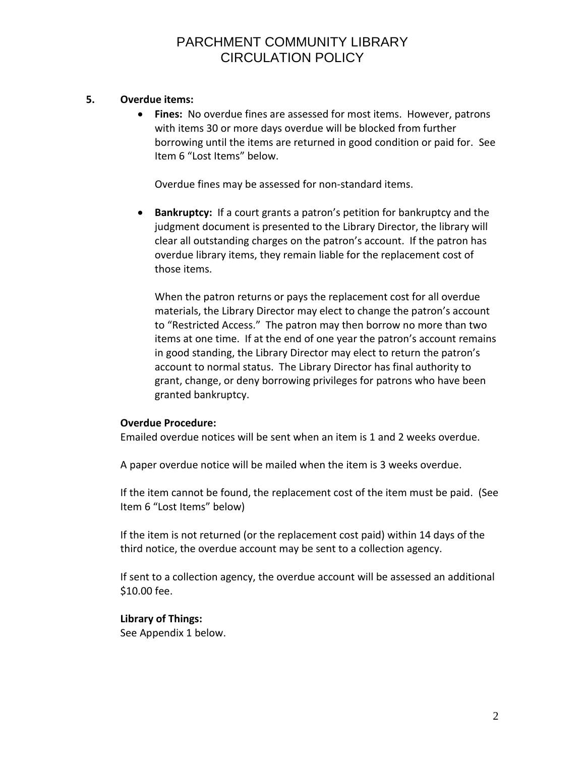**5. Overdue items:**

- **Fines:** No overdue fines are assessed for most items. However, patrons with items 30 or more days overdue will be blocked from further borrowing until the items are returned in good condition or paid for. See Item 6 "Lost Items" below.

  Overdue fines may be assessed for non-standard items.

- **Bankruptcy:** If a court grants a patron's petition for bankruptcy and the judgment document is presented to the Library Director, the library will clear all outstanding charges on the patron's account. If the patron has overdue library items, they remain liable for the replacement cost of those items.

  When the patron returns or pays the replacement cost for all overdue materials, the Library Director may elect to change the patron's account to "Restricted Access." The patron may then borrow no more than two items at one time. If at the end of one year the patron's account remains in good standing, the Library Director may elect to return the patron's account to normal status. The Library Director has final authority to grant, change, or deny borrowing privileges for patrons who have been granted bankruptcy.

**Overdue Procedure:**

Emailed overdue notices will be sent when an item is 1 and 2 weeks overdue.

A paper overdue notice will be mailed when the item is 3 weeks overdue.

If the item cannot be found, the replacement cost of the item must be paid. (See Item 6 "Lost Items" below)

If the item is not returned (or the replacement cost paid) within 14 days of the third notice, the overdue account may be sent to a collection agency.

If sent to a collection agency, the overdue account will be assessed an additional $10.00 fee.

**Library of Things:**

See Appendix 1 below.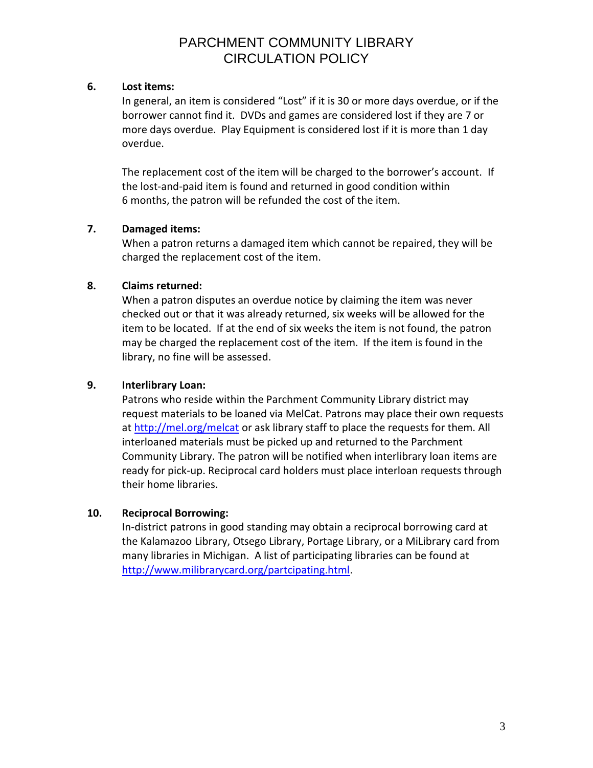# PARCHMENT COMMUNITY LIBRARY
# CIRCULATION POLICY

6. **Lost items:**

   In general, an item is considered "Lost" if it is 30 or more days overdue, or if the borrower cannot find it. DVDs and games are considered lost if they are 7 or more days overdue. Play Equipment is considered lost if it is more than 1 day overdue.

   The replacement cost of the item will be charged to the borrower's account. If the lost-and-paid item is found and returned in good condition within 6 months, the patron will be refunded the cost of the item.

7. **Damaged items:**

   When a patron returns a damaged item which cannot be repaired, they will be charged the replacement cost of the item.

8. **Claims returned:**

   When a patron disputes an overdue notice by claiming the item was never checked out or that it was already returned, six weeks will be allowed for the item to be located. If at the end of six weeks the item is not found, the patron may be charged the replacement cost of the item. If the item is found in the library, no fine will be assessed.

9. **Interlibrary Loan:**

   Patrons who reside within the Parchment Community Library district may request materials to be loaned via MelCat. Patrons may place their own requests at http://mel.org/melcat or ask library staff to place the requests for them. All interloaned materials must be picked up and returned to the Parchment Community Library. The patron will be notified when interlibrary loan items are ready for pick-up. Reciprocal card holders must place interloan requests through their home libraries.

10. **Reciprocal Borrowing:**

    In-district patrons in good standing may obtain a reciprocal borrowing card at the Kalamazoo Library, Otsego Library, Portage Library, or a MiLibrary card from many libraries in Michigan. A list of participating libraries can be found at http://www.milibrarycard.org/partcipating.html.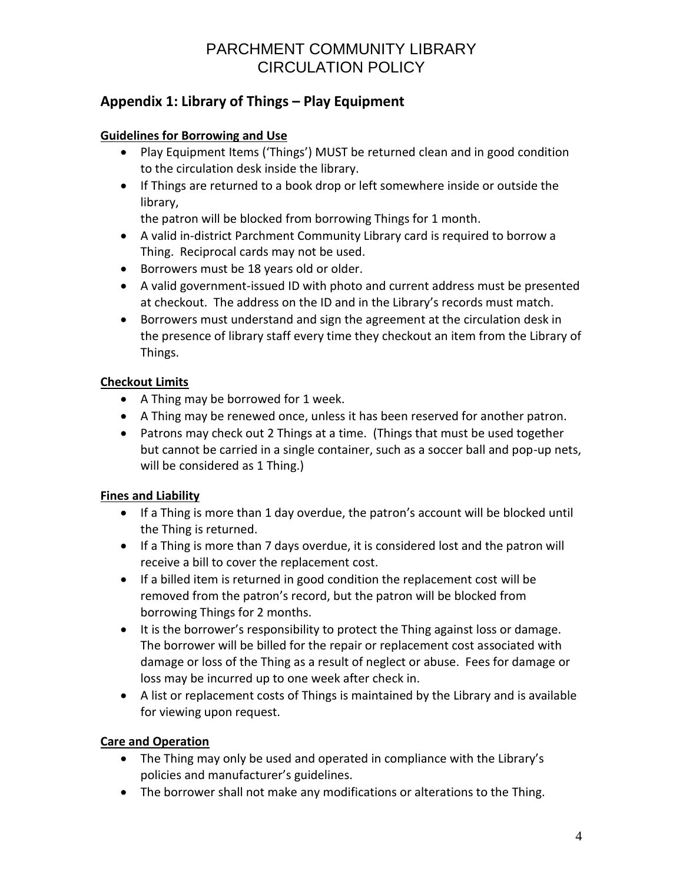# PARCHMENT COMMUNITY LIBRARY
# CIRCULATION POLICY

## Appendix 1: Library of Things – Play Equipment

**Guidelines for Borrowing and Use**

- Play Equipment Items ('Things') MUST be returned clean and in good condition to the circulation desk inside the library.
- If Things are returned to a book drop or left somewhere inside or outside the library,
  the patron will be blocked from borrowing Things for 1 month.
- A valid in-district Parchment Community Library card is required to borrow a Thing. Reciprocal cards may not be used.
- Borrowers must be 18 years old or older.
- A valid government-issued ID with photo and current address must be presented at checkout. The address on the ID and in the Library's records must match.
- Borrowers must understand and sign the agreement at the circulation desk in the presence of library staff every time they checkout an item from the Library of Things.

**Checkout Limits**

- A Thing may be borrowed for 1 week.
- A Thing may be renewed once, unless it has been reserved for another patron.
- Patrons may check out 2 Things at a time. (Things that must be used together but cannot be carried in a single container, such as a soccer ball and pop-up nets, will be considered as 1 Thing.)

**Fines and Liability**

- If a Thing is more than 1 day overdue, the patron's account will be blocked until the Thing is returned.
- If a Thing is more than 7 days overdue, it is considered lost and the patron will receive a bill to cover the replacement cost.
- If a billed item is returned in good condition the replacement cost will be removed from the patron's record, but the patron will be blocked from borrowing Things for 2 months.
- It is the borrower's responsibility to protect the Thing against loss or damage. The borrower will be billed for the repair or replacement cost associated with damage or loss of the Thing as a result of neglect or abuse. Fees for damage or loss may be incurred up to one week after check in.
- A list or replacement costs of Things is maintained by the Library and is available for viewing upon request.

**Care and Operation**

- The Thing may only be used and operated in compliance with the Library's policies and manufacturer's guidelines.
- The borrower shall not make any modifications or alterations to the Thing.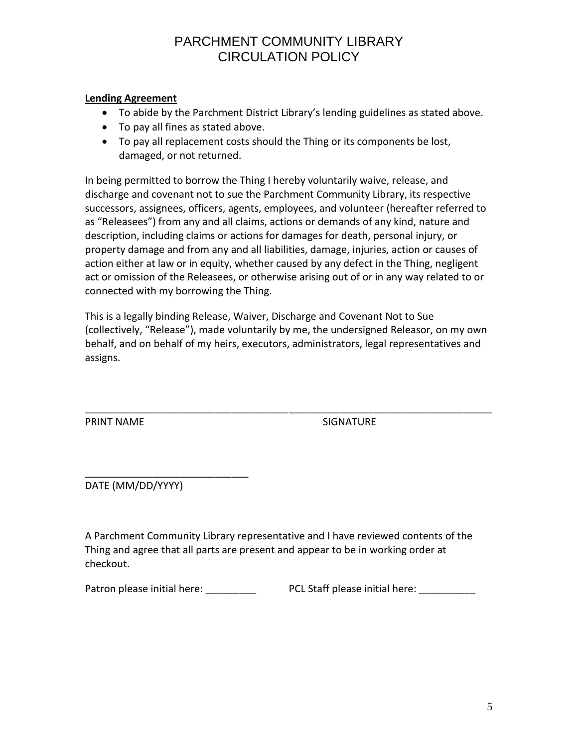# PARCHMENT COMMUNITY LIBRARY
# CIRCULATION POLICY

**Lending Agreement**

- To abide by the Parchment District Library's lending guidelines as stated above.
- To pay all fines as stated above.
- To pay all replacement costs should the Thing or its components be lost, damaged, or not returned.

In being permitted to borrow the Thing I hereby voluntarily waive, release, and discharge and covenant not to sue the Parchment Community Library, its respective successors, assignees, officers, agents, employees, and volunteer (hereafter referred to as "Releasees") from any and all claims, actions or demands of any kind, nature and description, including claims or actions for damages for death, personal injury, or property damage and from any and all liabilities, damage, injuries, action or causes of action either at law or in equity, whether caused by any defect in the Thing, negligent act or omission of the Releasees, or otherwise arising out of or in any way related to or connected with my borrowing the Thing.

This is a legally binding Release, Waiver, Discharge and Covenant Not to Sue (collectively, "Release"), made voluntarily by me, the undersigned Releasor, on my own behalf, and on behalf of my heirs, executors, administrators, legal representatives and assigns.

_____________________________________ _____________________________________
PRINT NAME SIGNATURE

_____________________________
DATE (MM/DD/YYYY)

A Parchment Community Library representative and I have reviewed contents of the Thing and agree that all parts are present and appear to be in working order at checkout.

Patron please initial here: _________ PCL Staff please initial here: __________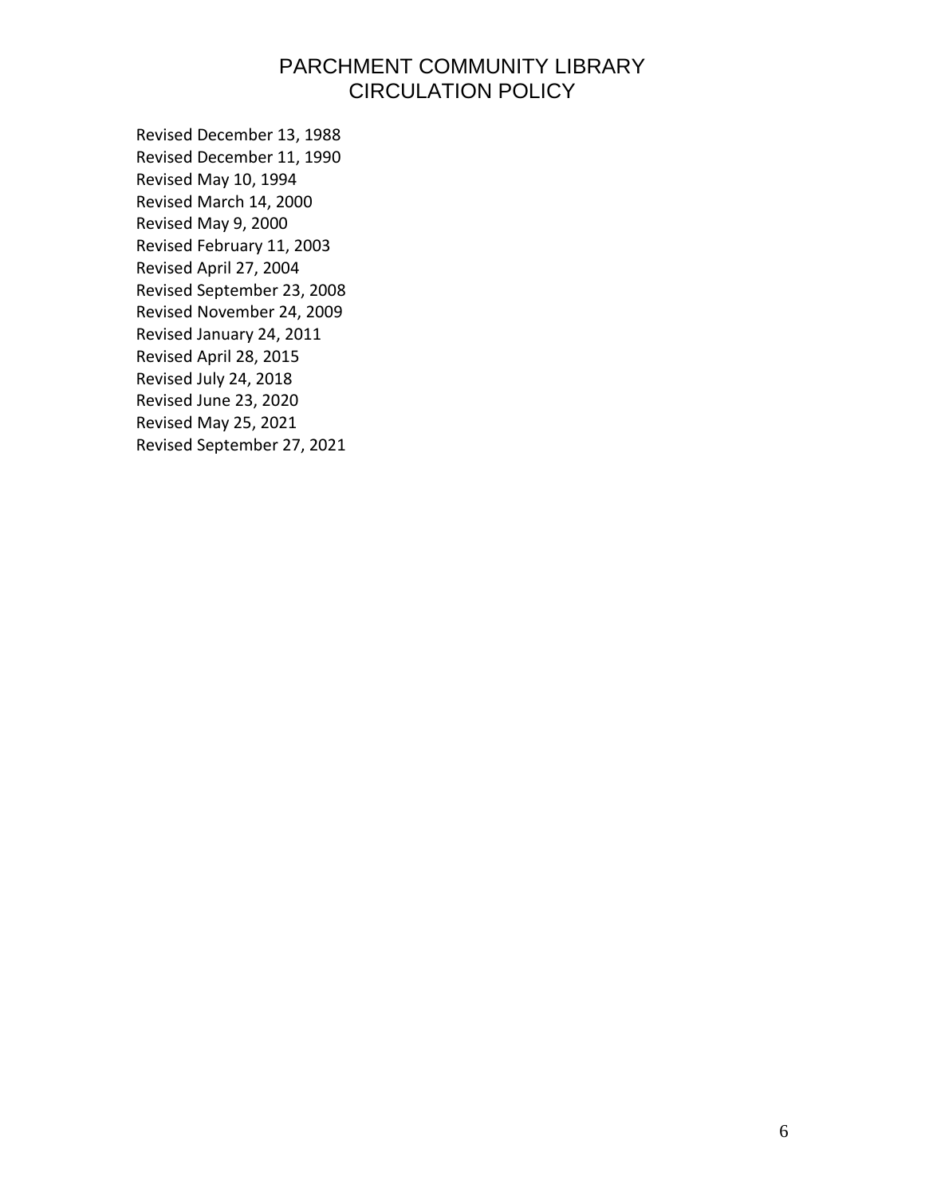# PARCHMENT COMMUNITY LIBRARY
# CIRCULATION POLICY

Revised December 13, 1988
Revised December 11, 1990
Revised May 10, 1994
Revised March 14, 2000
Revised May 9, 2000
Revised February 11, 2003
Revised April 27, 2004
Revised September 23, 2008
Revised November 24, 2009
Revised January 24, 2011
Revised April 28, 2015
Revised July 24, 2018
Revised June 23, 2020
Revised May 25, 2021
Revised September 27, 2021